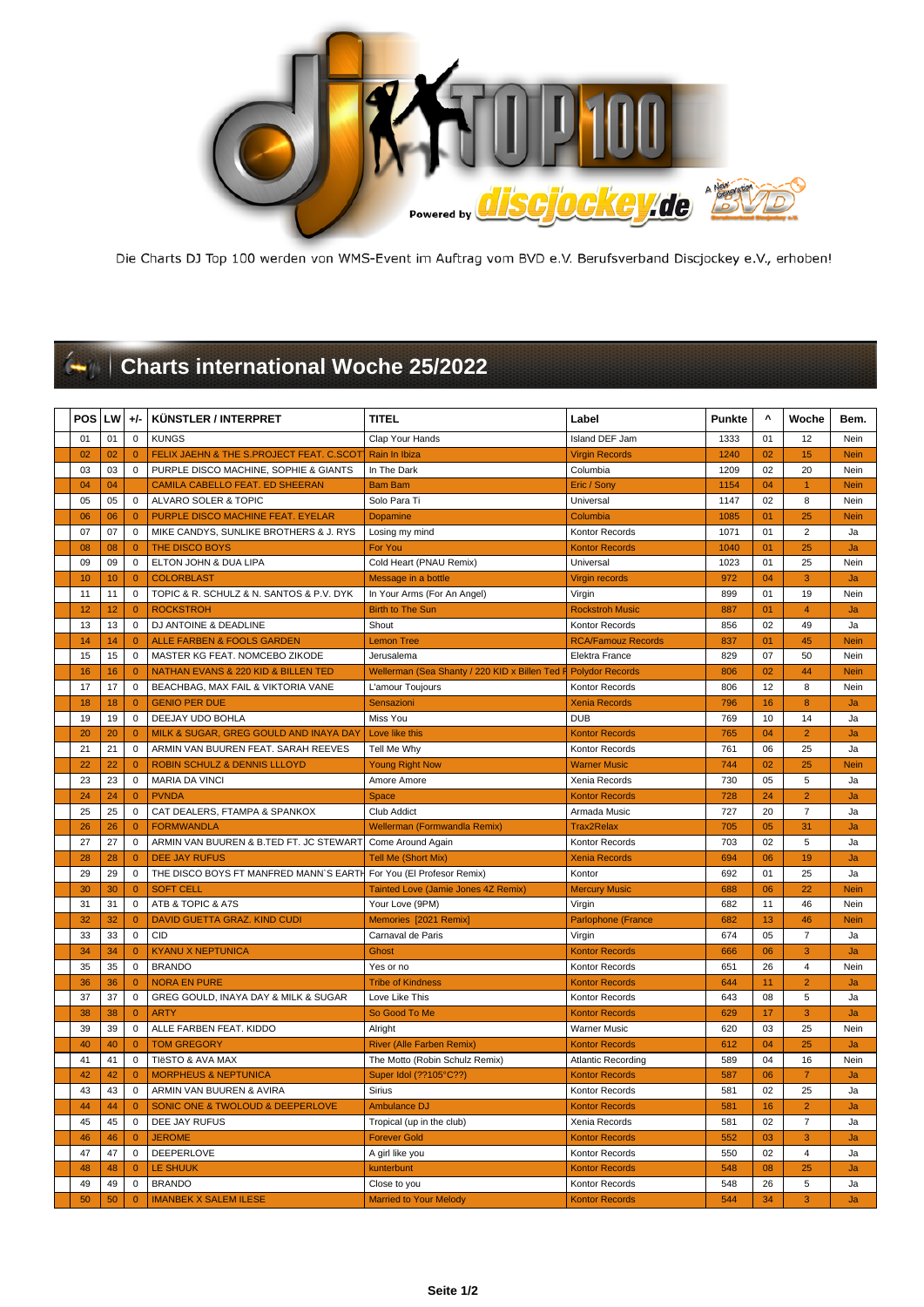Die Charts DJ Top 100 werden von WMS-Event im Auftrag vom BVD e.V. Berufsverband Discjockey e.V., erhoben!

# Charts international Woche 25/2022

| POS | LW | +/- | KÜNSTLER / INTERPRET | TITEL | Label | Punkte | ^ | Woche | Bem. |
|---|---|---|---|---|---|---|---|---|---|
| 01 | 01 | 0 | KUNGS | Clap Your Hands | Island DEF Jam | 1333 | 01 | 12 | Nein |
| 02 | 02 | 0 | FELIX JAEHN & THE S.PROJECT FEAT. C.SCOT | Rain In Ibiza | Virgin Records | 1240 | 02 | 15 | Nein |
| 03 | 03 | 0 | PURPLE DISCO MACHINE, SOPHIE & GIANTS | In The Dark | Columbia | 1209 | 02 | 20 | Nein |
| 04 | 04 | | CAMILA CABELLO FEAT. ED SHEERAN | Bam Bam | Eric / Sony | 1154 | 04 | 1 | Nein |
| 05 | 05 | 0 | ALVARO SOLER & TOPIC | Solo Para Ti | Universal | 1147 | 02 | 8 | Nein |
| 06 | 06 | 0 | PURPLE DISCO MACHINE FEAT. EYELAR | Dopamine | Columbia | 1085 | 01 | 25 | Nein |
| 07 | 07 | 0 | MIKE CANDYS, SUNLIKE BROTHERS & J. RYS | Losing my mind | Kontor Records | 1071 | 01 | 2 | Ja |
| 08 | 08 | 0 | THE DISCO BOYS | For You | Kontor Records | 1040 | 01 | 25 | Ja |
| 09 | 09 | 0 | ELTON JOHN & DUA LIPA | Cold Heart (PNAU Remix) | Universal | 1023 | 01 | 25 | Nein |
| 10 | 10 | 0 | COLORBLAST | Message in a bottle | Virgin records | 972 | 04 | 3 | Ja |
| 11 | 11 | 0 | TOPIC & R. SCHULZ & N. SANTOS & P.V. DYK | In Your Arms (For An Angel) | Virgin | 899 | 01 | 19 | Nein |
| 12 | 12 | 0 | ROCKSTROH | Birth to The Sun | Rockstroh Music | 887 | 01 | 4 | Ja |
| 13 | 13 | 0 | DJ ANTOINE & DEADLINE | Shout | Kontor Records | 856 | 02 | 49 | Ja |
| 14 | 14 | 0 | ALLE FARBEN & FOOLS GARDEN | Lemon Tree | RCA/Famouz Records | 837 | 01 | 45 | Nein |
| 15 | 15 | 0 | MASTER KG FEAT. NOMCEBO ZIKODE | Jerusalema | Elektra France | 829 | 07 | 50 | Nein |
| 16 | 16 | 0 | NATHAN EVANS & 220 KID & BILLEN TED | Wellerman (Sea Shanty / 220 KID x Billen Ted R | Polydor Records | 806 | 02 | 44 | Nein |
| 17 | 17 | 0 | BEACHBAG, MAX FAIL & VIKTORIA VANE | L'amour Toujours | Kontor Records | 806 | 12 | 8 | Nein |
| 18 | 18 | 0 | GENIO PER DUE | Sensazioni | Xenia Records | 796 | 16 | 8 | Ja |
| 19 | 19 | 0 | DEEJAY UDO BOHLA | Miss You | DUB | 769 | 10 | 14 | Ja |
| 20 | 20 | 0 | MILK & SUGAR, GREG GOULD AND INAYA DAY | Love like this | Kontor Records | 765 | 04 | 2 | Ja |
| 21 | 21 | 0 | ARMIN VAN BUUREN FEAT. SARAH REEVES | Tell Me Why | Kontor Records | 761 | 06 | 25 | Ja |
| 22 | 22 | 0 | ROBIN SCHULZ & DENNIS LLLOYD | Young Right Now | Warner Music | 744 | 02 | 25 | Nein |
| 23 | 23 | 0 | MARIA DA VINCI | Amore Amore | Xenia Records | 730 | 05 | 5 | Ja |
| 24 | 24 | 0 | PVNDA | Space | Kontor Records | 728 | 24 | 2 | Ja |
| 25 | 25 | 0 | CAT DEALERS, FTAMPA & SPANKOX | Club Addict | Armada Music | 727 | 20 | 7 | Ja |
| 26 | 26 | 0 | FORMWANDLA | Wellerman (Formwandla Remix) | Trax2Relax | 705 | 05 | 31 | Ja |
| 27 | 27 | 0 | ARMIN VAN BUUREN & B.TED FT. JC STEWART | Come Around Again | Kontor Records | 703 | 02 | 5 | Ja |
| 28 | 28 | 0 | DEE JAY RUFUS | Tell Me (Short Mix) | Xenia Records | 694 | 06 | 19 | Ja |
| 29 | 29 | 0 | THE DISCO BOYS FT MANFRED MANN`S EARTH | For You (El Profesor Remix) | Kontor | 692 | 01 | 25 | Ja |
| 30 | 30 | 0 | SOFT CELL | Tainted Love (Jamie Jones 4Z Remix) | Mercury Music | 688 | 06 | 22 | Nein |
| 31 | 31 | 0 | ATB & TOPIC & A7S | Your Love (9PM) | Virgin | 682 | 11 | 46 | Nein |
| 32 | 32 | 0 | DAVID GUETTA GRAZ. KIND CUDI | Memories [2021 Remix] | Parlophone (France | 682 | 13 | 46 | Nein |
| 33 | 33 | 0 | CID | Carnaval de Paris | Virgin | 674 | 05 | 7 | Ja |
| 34 | 34 | 0 | KYANU X NEPTUNICA | Ghost | Kontor Records | 666 | 06 | 3 | Ja |
| 35 | 35 | 0 | BRANDO | Yes or no | Kontor Records | 651 | 26 | 4 | Nein |
| 36 | 36 | 0 | NORA EN PURE | Tribe of Kindness | Kontor Records | 644 | 11 | 2 | Ja |
| 37 | 37 | 0 | GREG GOULD, INAYA DAY & MILK & SUGAR | Love Like This | Kontor Records | 643 | 08 | 5 | Ja |
| 38 | 38 | 0 | ARTY | So Good To Me | Kontor Records | 629 | 17 | 3 | Ja |
| 39 | 39 | 0 | ALLE FARBEN FEAT. KIDDO | Alright | Warner Music | 620 | 03 | 25 | Nein |
| 40 | 40 | 0 | TOM GREGORY | River (Alle Farben Remix) | Kontor Records | 612 | 04 | 25 | Ja |
| 41 | 41 | 0 | TIëSTO & AVA MAX | The Motto (Robin Schulz Remix) | Atlantic Recording | 589 | 04 | 16 | Nein |
| 42 | 42 | 0 | MORPHEUS & NEPTUNICA | Super Idol (??105°C??) | Kontor Records | 587 | 06 | 7 | Ja |
| 43 | 43 | 0 | ARMIN VAN BUUREN & AVIRA | Sirius | Kontor Records | 581 | 02 | 25 | Ja |
| 44 | 44 | 0 | SONIC ONE & TWOLOUD & DEEPERLOVE | Ambulance DJ | Kontor Records | 581 | 16 | 2 | Ja |
| 45 | 45 | 0 | DEE JAY RUFUS | Tropical (up in the club) | Xenia Records | 581 | 02 | 7 | Ja |
| 46 | 46 | 0 | JEROME | Forever Gold | Kontor Records | 552 | 03 | 3 | Ja |
| 47 | 47 | 0 | DEEPERLOVE | A girl like you | Kontor Records | 550 | 02 | 4 | Ja |
| 48 | 48 | 0 | LE SHUUK | kunterbunt | Kontor Records | 548 | 08 | 25 | Ja |
| 49 | 49 | 0 | BRANDO | Close to you | Kontor Records | 548 | 26 | 5 | Ja |
| 50 | 50 | 0 | IMANBEK X SALEM ILESE | Married to Your Melody | Kontor Records | 544 | 34 | 3 | Ja |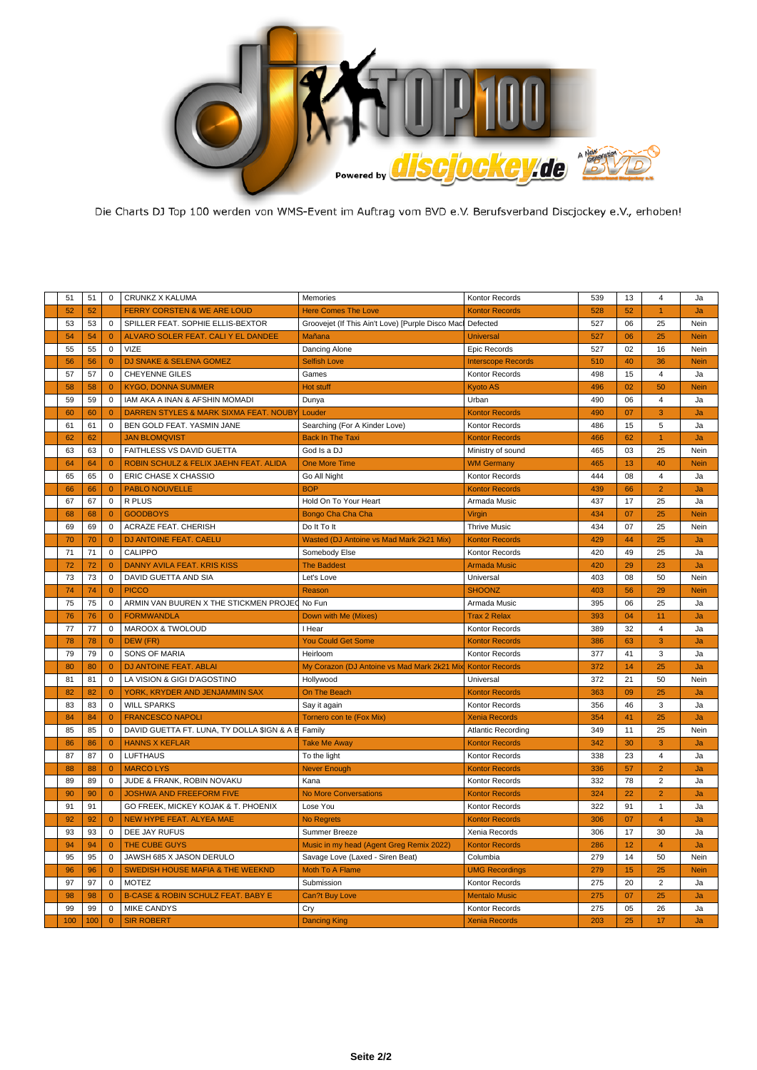Die Charts DJ Top 100 werden von WMS-Event im Auftrag vom BVD e.V. Berufsverband Discjockey e.V., erhoben!

| | | | | | | | | | |
|---|---|---|---|---|---|---|---|---|---|
| 51 | 51 | 0 | CRUNKZ X KALUMA | Memories | Kontor Records | 539 | 13 | 4 | Ja |
| 52 | 52 | | FERRY CORSTEN & WE ARE LOUD | Here Comes The Love | Kontor Records | 528 | 52 | 1 | Ja |
| 53 | 53 | 0 | SPILLER FEAT. SOPHIE ELLIS-BEXTOR | Groovejet (If This Ain't Love) [Purple Disco Mac | Defected | 527 | 06 | 25 | Nein |
| 54 | 54 | 0 | ALVARO SOLER FEAT. CALI Y EL DANDEE | Mañana | Universal | 527 | 06 | 25 | Nein |
| 55 | 55 | 0 | VIZE | Dancing Alone | Epic Records | 527 | 02 | 16 | Nein |
| 56 | 56 | 0 | DJ SNAKE & SELENA GOMEZ | Selfish Love | Interscope Records | 510 | 40 | 36 | Nein |
| 57 | 57 | 0 | CHEYENNE GILES | Games | Kontor Records | 498 | 15 | 4 | Ja |
| 58 | 58 | 0 | KYGO, DONNA SUMMER | Hot stuff | Kyoto AS | 496 | 02 | 50 | Nein |
| 59 | 59 | 0 | IAM AKA A INAN & AFSHIN MOMADI | Dunya | Urban | 490 | 06 | 4 | Ja |
| 60 | 60 | 0 | DARREN STYLES & MARK SIXMA FEAT. NOUBY | Louder | Kontor Records | 490 | 07 | 3 | Ja |
| 61 | 61 | 0 | BEN GOLD FEAT. YASMIN JANE | Searching (For A Kinder Love) | Kontor Records | 486 | 15 | 5 | Ja |
| 62 | 62 | | JAN BLOMQVIST | Back In The Taxi | Kontor Records | 466 | 62 | 1 | Ja |
| 63 | 63 | 0 | FAITHLESS VS DAVID GUETTA | God Is a DJ | Ministry of sound | 465 | 03 | 25 | Nein |
| 64 | 64 | 0 | ROBIN SCHULZ & FELIX JAEHN FEAT. ALIDA | One More Time | WM Germany | 465 | 13 | 40 | Nein |
| 65 | 65 | 0 | ERIC CHASE X CHASSIO | Go All Night | Kontor Records | 444 | 08 | 4 | Ja |
| 66 | 66 | 0 | PABLO NOUVELLE | BOP | Kontor Records | 439 | 66 | 2 | Ja |
| 67 | 67 | 0 | R PLUS | Hold On To Your Heart | Armada Music | 437 | 17 | 25 | Ja |
| 68 | 68 | 0 | GOODBOYS | Bongo Cha Cha Cha | Virgin | 434 | 07 | 25 | Nein |
| 69 | 69 | 0 | ACRAZE FEAT. CHERISH | Do It To It | Thrive Music | 434 | 07 | 25 | Nein |
| 70 | 70 | 0 | DJ ANTOINE FEAT. CAELU | Wasted (DJ Antoine vs Mad Mark 2k21 Mix) | Kontor Records | 429 | 44 | 25 | Ja |
| 71 | 71 | 0 | CALIPPO | Somebody Else | Kontor Records | 420 | 49 | 25 | Ja |
| 72 | 72 | 0 | DANNY AVILA FEAT. KRIS KISS | The Baddest | Armada Music | 420 | 29 | 23 | Ja |
| 73 | 73 | 0 | DAVID GUETTA AND SIA | Let's Love | Universal | 403 | 08 | 50 | Nein |
| 74 | 74 | 0 | PICCO | Reason | SHOONZ | 403 | 56 | 29 | Nein |
| 75 | 75 | 0 | ARMIN VAN BUUREN X THE STICKMEN PROJEC | No Fun | Armada Music | 395 | 06 | 25 | Ja |
| 76 | 76 | 0 | FORMWANDLA | Down with Me (Mixes) | Trax 2 Relax | 393 | 04 | 11 | Ja |
| 77 | 77 | 0 | MAROOX & TWOLOUD | I Hear | Kontor Records | 389 | 32 | 4 | Ja |
| 78 | 78 | 0 | DEW (FR) | You Could Get Some | Kontor Records | 386 | 63 | 3 | Ja |
| 79 | 79 | 0 | SONS OF MARIA | Heirloom | Kontor Records | 377 | 41 | 3 | Ja |
| 80 | 80 | 0 | DJ ANTOINE FEAT. ABLAI | My Corazon (DJ Antoine vs Mad Mark 2k21 Mix | Kontor Records | 372 | 14 | 25 | Ja |
| 81 | 81 | 0 | LA VISION & GIGI D'AGOSTINO | Hollywood | Universal | 372 | 21 | 50 | Nein |
| 82 | 82 | 0 | YORK, KRYDER AND JENJAMMIN SAX | On The Beach | Kontor Records | 363 | 09 | 25 | Ja |
| 83 | 83 | 0 | WILL SPARKS | Say it again | Kontor Records | 356 | 46 | 3 | Ja |
| 84 | 84 | 0 | FRANCESCO NAPOLI | Tornero con te (Fox Mix) | Xenia Records | 354 | 41 | 25 | Ja |
| 85 | 85 | 0 | DAVID GUETTA FT. LUNA, TY DOLLA $IGN & A B | Family | Atlantic Recording | 349 | 11 | 25 | Nein |
| 86 | 86 | 0 | HANNS X KEFLAR | Take Me Away | Kontor Records | 342 | 30 | 3 | Ja |
| 87 | 87 | 0 | LUFTHAUS | To the light | Kontor Records | 338 | 23 | 4 | Ja |
| 88 | 88 | 0 | MARCO LYS | Never Enough | Kontor Records | 336 | 57 | 2 | Ja |
| 89 | 89 | 0 | JUDE & FRANK, ROBIN NOVAKU | Kana | Kontor Records | 332 | 78 | 2 | Ja |
| 90 | 90 | 0 | JOSHWA AND FREEFORM FIVE | No More Conversations | Kontor Records | 324 | 22 | 2 | Ja |
| 91 | 91 | | GO FREEK, MICKEY KOJAK & T. PHOENIX | Lose You | Kontor Records | 322 | 91 | 1 | Ja |
| 92 | 92 | 0 | NEW HYPE FEAT. ALYEA MAE | No Regrets | Kontor Records | 306 | 07 | 4 | Ja |
| 93 | 93 | 0 | DEE JAY RUFUS | Summer Breeze | Xenia Records | 306 | 17 | 30 | Ja |
| 94 | 94 | 0 | THE CUBE GUYS | Music in my head (Agent Greg Remix 2022) | Kontor Records | 286 | 12 | 4 | Ja |
| 95 | 95 | 0 | JAWSH 685 X JASON DERULO | Savage Love (Laxed - Siren Beat) | Columbia | 279 | 14 | 50 | Nein |
| 96 | 96 | 0 | SWEDISH HOUSE MAFIA & THE WEEKND | Moth To A Flame | UMG Recordings | 279 | 15 | 25 | Nein |
| 97 | 97 | 0 | MOTEZ | Submission | Kontor Records | 275 | 20 | 2 | Ja |
| 98 | 98 | 0 | B-CASE & ROBIN SCHULZ FEAT. BABY E | Can?t Buy Love | Mentalo Music | 275 | 07 | 25 | Ja |
| 99 | 99 | 0 | MIKE CANDYS | Cry | Kontor Records | 275 | 05 | 26 | Ja |
| 100 | 100 | 0 | SIR ROBERT | Dancing King | Xenia Records | 203 | 25 | 17 | Ja |